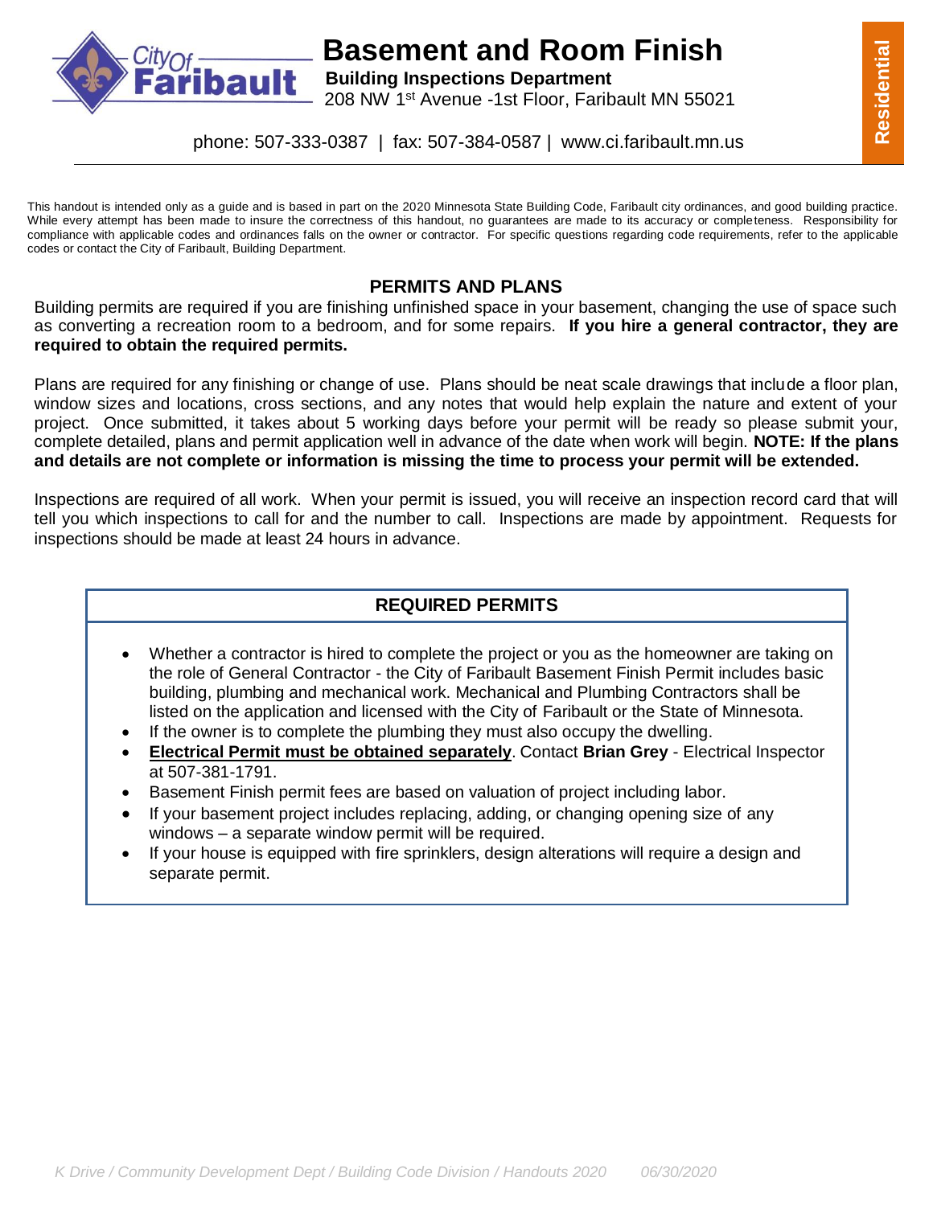# Basement and Room Finish

**Building Inspections Department**
208 NW 1st Avenue -1st Floor, Faribault MN 55021

phone: 507-333-0387 | fax: 507-384-0587 | www.ci.faribault.mn.us

**Residential**

This handout is intended only as a guide and is based in part on the 2020 Minnesota State Building Code, Faribault city ordinances, and good building practice. While every attempt has been made to insure the correctness of this handout, no guarantees are made to its accuracy or completeness. Responsibility for compliance with applicable codes and ordinances falls on the owner or contractor. For specific questions regarding code requirements, refer to the applicable codes or contact the City of Faribault, Building Department.

## PERMITS AND PLANS

Building permits are required if you are finishing unfinished space in your basement, changing the use of space such as converting a recreation room to a bedroom, and for some repairs. **If you hire a general contractor, they are required to obtain the required permits.**

Plans are required for any finishing or change of use. Plans should be neat scale drawings that include a floor plan, window sizes and locations, cross sections, and any notes that would help explain the nature and extent of your project. Once submitted, it takes about 5 working days before your permit will be ready so please submit your, complete detailed, plans and permit application well in advance of the date when work will begin. **NOTE: If the plans and details are not complete or information is missing the time to process your permit will be extended.**

Inspections are required of all work. When your permit is issued, you will receive an inspection record card that will tell you which inspections to call for and the number to call. Inspections are made by appointment. Requests for inspections should be made at least 24 hours in advance.

## REQUIRED PERMITS

- Whether a contractor is hired to complete the project or you as the homeowner are taking on the role of General Contractor - the City of Faribault Basement Finish Permit includes basic building, plumbing and mechanical work. Mechanical and Plumbing Contractors shall be listed on the application and licensed with the City of Faribault or the State of Minnesota.
- If the owner is to complete the plumbing they must also occupy the dwelling.
- **Electrical Permit must be obtained separately**. Contact **Brian Grey** - Electrical Inspector at 507-381-1791.
- Basement Finish permit fees are based on valuation of project including labor.
- If your basement project includes replacing, adding, or changing opening size of any windows – a separate window permit will be required.
- If your house is equipped with fire sprinklers, design alterations will require a design and separate permit.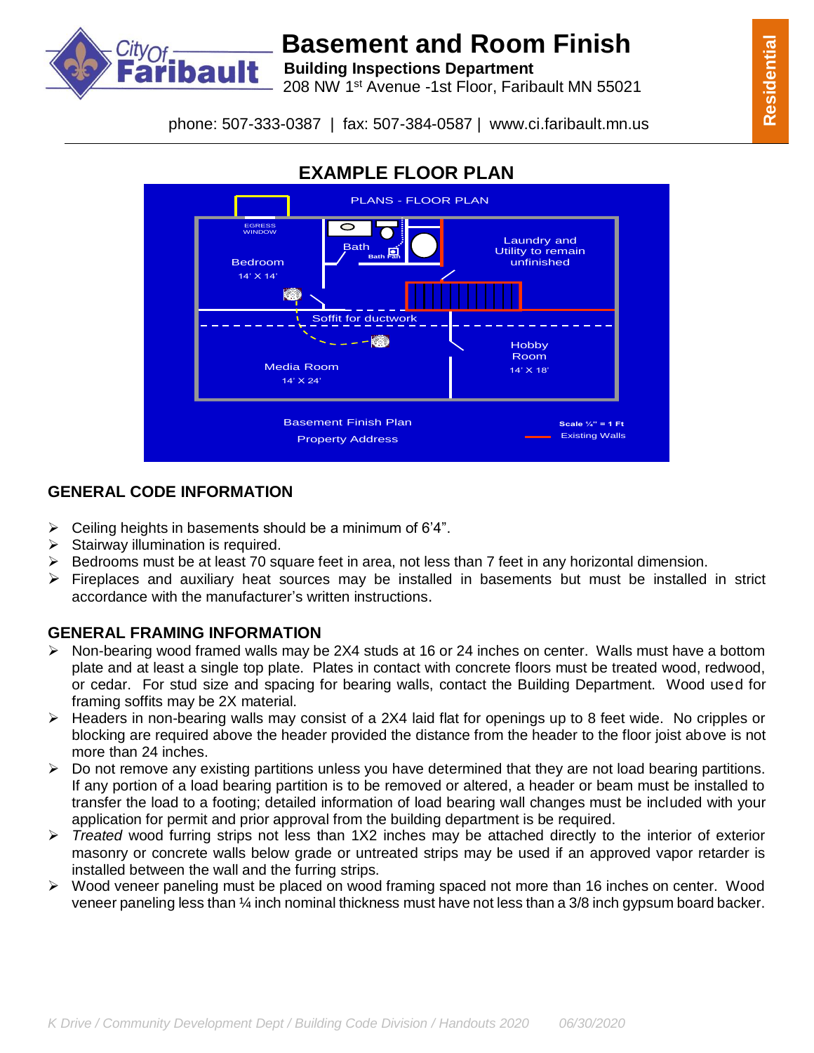# Basement and Room Finish

**Building Inspections Department**
208 NW 1st Avenue -1st Floor, Faribault MN 55021

phone: 507-333-0387 | fax: 507-384-0587 | www.ci.faribault.mn.us

**Residential**

## EXAMPLE FLOOR PLAN

PLANS - FLOOR PLAN

EGRESS WINDOW

Bedroom 14' X 14'

Bath

Bath Fan

Laundry and Utility to remain unfinished

Soffit for ductwork

Media Room 14' X 24'

Hobby Room 14' X 18'

Basement Finish Plan

Property Address

Scale ¼" = 1 Ft

Existing Walls

## GENERAL CODE INFORMATION

- Ceiling heights in basements should be a minimum of 6'4".
- Stairway illumination is required.
- Bedrooms must be at least 70 square feet in area, not less than 7 feet in any horizontal dimension.
- Fireplaces and auxiliary heat sources may be installed in basements but must be installed in strict accordance with the manufacturer's written instructions.

## GENERAL FRAMING INFORMATION

- Non-bearing wood framed walls may be 2X4 studs at 16 or 24 inches on center. Walls must have a bottom plate and at least a single top plate. Plates in contact with concrete floors must be treated wood, redwood, or cedar. For stud size and spacing for bearing walls, contact the Building Department. Wood used for framing soffits may be 2X material.
- Headers in non-bearing walls may consist of a 2X4 laid flat for openings up to 8 feet wide. No cripples or blocking are required above the header provided the distance from the header to the floor joist above is not more than 24 inches.
- Do not remove any existing partitions unless you have determined that they are not load bearing partitions. If any portion of a load bearing partition is to be removed or altered, a header or beam must be installed to transfer the load to a footing; detailed information of load bearing wall changes must be included with your application for permit and prior approval from the building department is be required.
- *Treated* wood furring strips not less than 1X2 inches may be attached directly to the interior of exterior masonry or concrete walls below grade or untreated strips may be used if an approved vapor retarder is installed between the wall and the furring strips.
- Wood veneer paneling must be placed on wood framing spaced not more than 16 inches on center. Wood veneer paneling less than ¼ inch nominal thickness must have not less than a 3/8 inch gypsum board backer.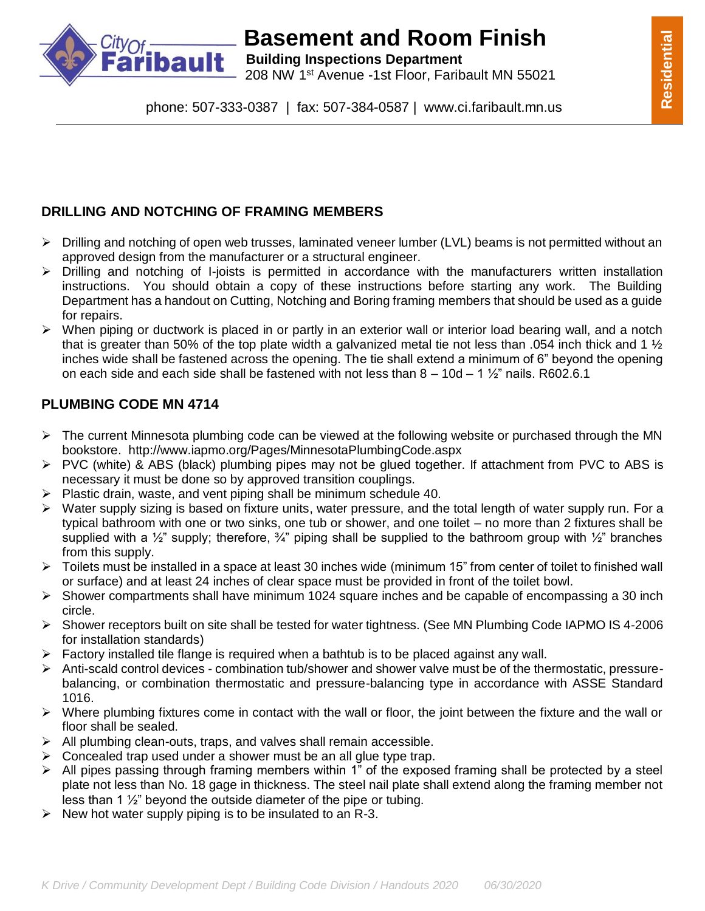## DRILLING AND NOTCHING OF FRAMING MEMBERS

- Drilling and notching of open web trusses, laminated veneer lumber (LVL) beams is not permitted without an approved design from the manufacturer or a structural engineer.
- Drilling and notching of I-joists is permitted in accordance with the manufacturers written installation instructions. You should obtain a copy of these instructions before starting any work. The Building Department has a handout on Cutting, Notching and Boring framing members that should be used as a guide for repairs.
- When piping or ductwork is placed in or partly in an exterior wall or interior load bearing wall, and a notch that is greater than 50% of the top plate width a galvanized metal tie not less than .054 inch thick and 1 ½ inches wide shall be fastened across the opening. The tie shall extend a minimum of 6" beyond the opening on each side and each side shall be fastened with not less than 8 – 10d – 1 ½" nails. R602.6.1

## PLUMBING CODE MN 4714

- The current Minnesota plumbing code can be viewed at the following website or purchased through the MN bookstore. http://www.iapmo.org/Pages/MinnesotaPlumbingCode.aspx
- PVC (white) & ABS (black) plumbing pipes may not be glued together. If attachment from PVC to ABS is necessary it must be done so by approved transition couplings.
- Plastic drain, waste, and vent piping shall be minimum schedule 40.
- Water supply sizing is based on fixture units, water pressure, and the total length of water supply run. For a typical bathroom with one or two sinks, one tub or shower, and one toilet – no more than 2 fixtures shall be supplied with a ½" supply; therefore, ¾" piping shall be supplied to the bathroom group with ½" branches from this supply.
- Toilets must be installed in a space at least 30 inches wide (minimum 15" from center of toilet to finished wall or surface) and at least 24 inches of clear space must be provided in front of the toilet bowl.
- Shower compartments shall have minimum 1024 square inches and be capable of encompassing a 30 inch circle.
- Shower receptors built on site shall be tested for water tightness. (See MN Plumbing Code IAPMO IS 4-2006 for installation standards)
- Factory installed tile flange is required when a bathtub is to be placed against any wall.
- Anti-scald control devices - combination tub/shower and shower valve must be of the thermostatic, pressure-balancing, or combination thermostatic and pressure-balancing type in accordance with ASSE Standard 1016.
- Where plumbing fixtures come in contact with the wall or floor, the joint between the fixture and the wall or floor shall be sealed.
- All plumbing clean-outs, traps, and valves shall remain accessible.
- Concealed trap used under a shower must be an all glue type trap.
- All pipes passing through framing members within 1" of the exposed framing shall be protected by a steel plate not less than No. 18 gage in thickness. The steel nail plate shall extend along the framing member not less than 1 ½" beyond the outside diameter of the pipe or tubing.
- New hot water supply piping is to be insulated to an R-3.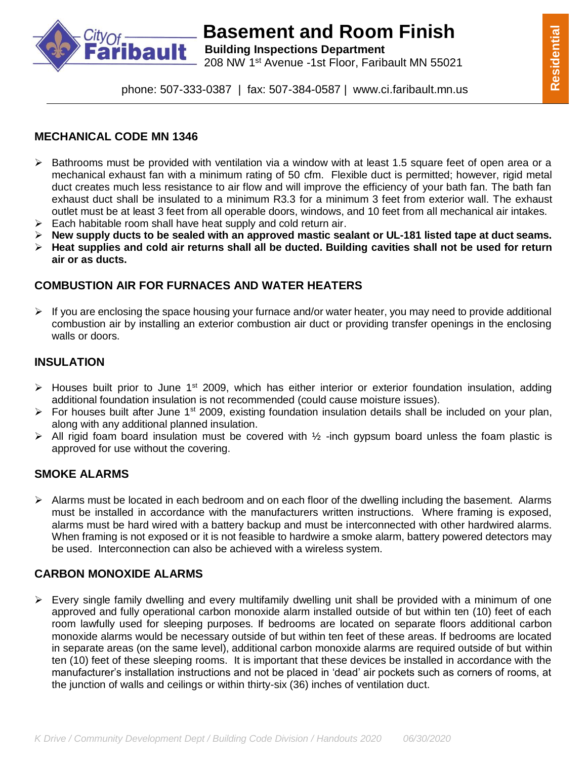# Basement and Room Finish

**Building Inspections Department**
208 NW 1st Avenue -1st Floor, Faribault MN 55021

phone: 507-333-0387 | fax: 507-384-0587 | www.ci.faribault.mn.us

**Residential**

## MECHANICAL CODE MN 1346

- Bathrooms must be provided with ventilation via a window with at least 1.5 square feet of open area or a mechanical exhaust fan with a minimum rating of 50 cfm. Flexible duct is permitted; however, rigid metal duct creates much less resistance to air flow and will improve the efficiency of your bath fan. The bath fan exhaust duct shall be insulated to a minimum R3.3 for a minimum 3 feet from exterior wall. The exhaust outlet must be at least 3 feet from all operable doors, windows, and 10 feet from all mechanical air intakes.
- Each habitable room shall have heat supply and cold return air.
- **New supply ducts to be sealed with an approved mastic sealant or UL-181 listed tape at duct seams.**
- **Heat supplies and cold air returns shall all be ducted. Building cavities shall not be used for return air or as ducts.**

## COMBUSTION AIR FOR FURNACES AND WATER HEATERS

- If you are enclosing the space housing your furnace and/or water heater, you may need to provide additional combustion air by installing an exterior combustion air duct or providing transfer openings in the enclosing walls or doors.

## INSULATION

- Houses built prior to June 1st 2009, which has either interior or exterior foundation insulation, adding additional foundation insulation is not recommended (could cause moisture issues).
- For houses built after June 1st 2009, existing foundation insulation details shall be included on your plan, along with any additional planned insulation.
- All rigid foam board insulation must be covered with ½ -inch gypsum board unless the foam plastic is approved for use without the covering.

## SMOKE ALARMS

- Alarms must be located in each bedroom and on each floor of the dwelling including the basement. Alarms must be installed in accordance with the manufacturers written instructions. Where framing is exposed, alarms must be hard wired with a battery backup and must be interconnected with other hardwired alarms. When framing is not exposed or it is not feasible to hardwire a smoke alarm, battery powered detectors may be used. Interconnection can also be achieved with a wireless system.

## CARBON MONOXIDE ALARMS

- Every single family dwelling and every multifamily dwelling unit shall be provided with a minimum of one approved and fully operational carbon monoxide alarm installed outside of but within ten (10) feet of each room lawfully used for sleeping purposes. If bedrooms are located on separate floors additional carbon monoxide alarms would be necessary outside of but within ten feet of these areas. If bedrooms are located in separate areas (on the same level), additional carbon monoxide alarms are required outside of but within ten (10) feet of these sleeping rooms. It is important that these devices be installed in accordance with the manufacturer's installation instructions and not be placed in 'dead' air pockets such as corners of rooms, at the junction of walls and ceilings or within thirty-six (36) inches of ventilation duct.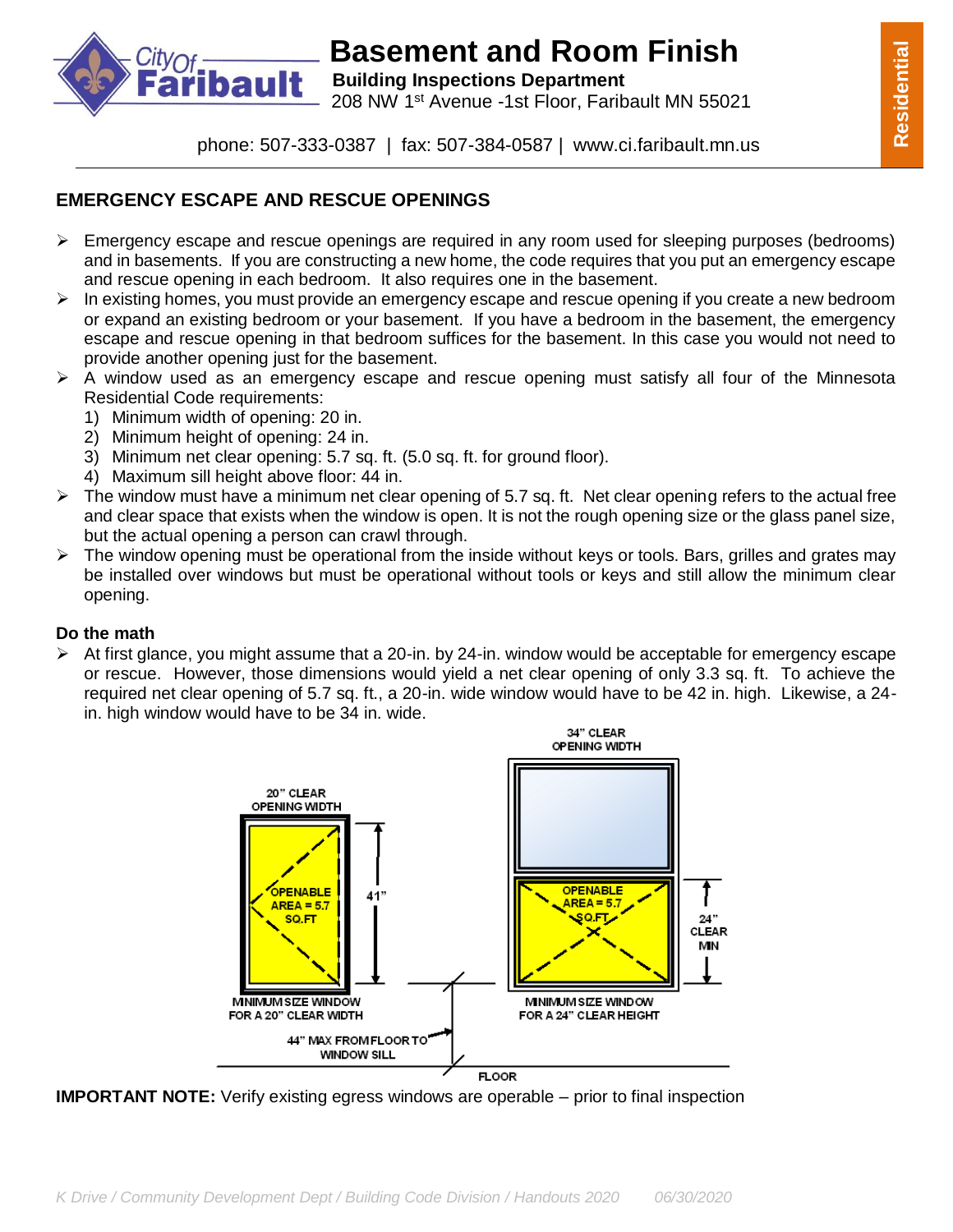# Basement and Room Finish

**Building Inspections Department**
208 NW 1st Avenue -1st Floor, Faribault MN 55021

phone: 507-333-0387 | fax: 507-384-0587 | www.ci.faribault.mn.us

**Residential**

## EMERGENCY ESCAPE AND RESCUE OPENINGS

- Emergency escape and rescue openings are required in any room used for sleeping purposes (bedrooms) and in basements. If you are constructing a new home, the code requires that you put an emergency escape and rescue opening in each bedroom. It also requires one in the basement.
- In existing homes, you must provide an emergency escape and rescue opening if you create a new bedroom or expand an existing bedroom or your basement. If you have a bedroom in the basement, the emergency escape and rescue opening in that bedroom suffices for the basement. In this case you would not need to provide another opening just for the basement.
- A window used as an emergency escape and rescue opening must satisfy all four of the Minnesota Residential Code requirements:
  1) Minimum width of opening: 20 in.
  2) Minimum height of opening: 24 in.
  3) Minimum net clear opening: 5.7 sq. ft. (5.0 sq. ft. for ground floor).
  4) Maximum sill height above floor: 44 in.
- The window must have a minimum net clear opening of 5.7 sq. ft. Net clear opening refers to the actual free and clear space that exists when the window is open. It is not the rough opening size or the glass panel size, but the actual opening a person can crawl through.
- The window opening must be operational from the inside without keys or tools. Bars, grilles and grates may be installed over windows but must be operational without tools or keys and still allow the minimum clear opening.

**Do the math**

- At first glance, you might assume that a 20-in. by 24-in. window would be acceptable for emergency escape or rescue. However, those dimensions would yield a net clear opening of only 3.3 sq. ft. To achieve the required net clear opening of 5.7 sq. ft., a 20-in. wide window would have to be 42 in. high. Likewise, a 24-in. high window would have to be 34 in. wide.

20" CLEAR OPENING WIDTH — OPENABLE AREA = 5.7 SQ.FT — 41" — MINIMUM SIZE WINDOW FOR A 20" CLEAR WIDTH

34" CLEAR OPENING WIDTH — OPENABLE AREA = 5.7 SQ.FT — 24" CLEAR MIN — MINIMUM SIZE WINDOW FOR A 24" CLEAR HEIGHT

44" MAX FROM FLOOR TO WINDOW SILL — FLOOR

**IMPORTANT NOTE:** Verify existing egress windows are operable – prior to final inspection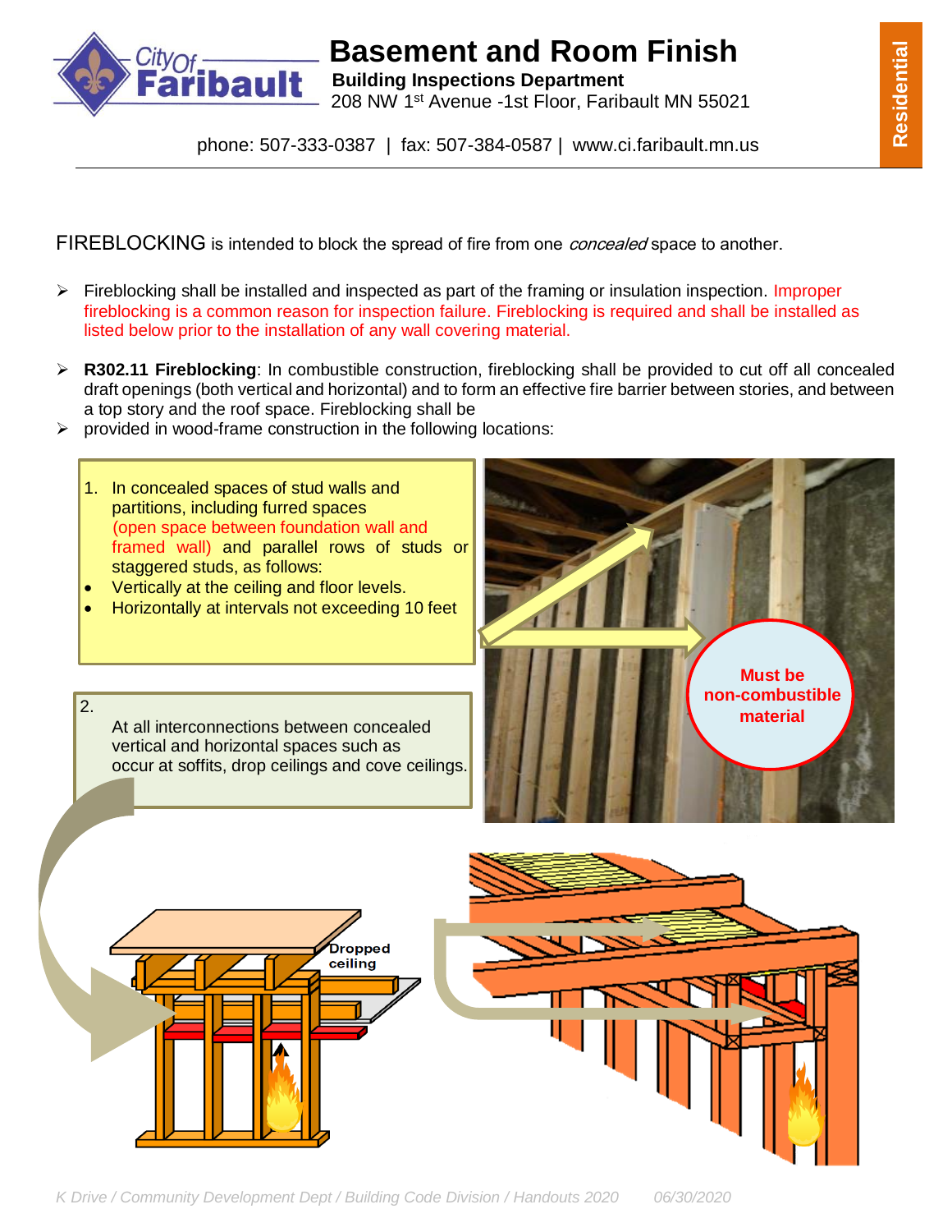# Basement and Room Finish

**Building Inspections Department**
208 NW 1st Avenue -1st Floor, Faribault MN 55021

phone: 507-333-0387 | fax: 507-384-0587 | www.ci.faribault.mn.us

Residential

FIREBLOCKING is intended to block the spread of fire from one *concealed* space to another.

- Fireblocking shall be installed and inspected as part of the framing or insulation inspection. Improper fireblocking is a common reason for inspection failure. Fireblocking is required and shall be installed as listed below prior to the installation of any wall covering material.
- **R302.11 Fireblocking**: In combustible construction, fireblocking shall be provided to cut off all concealed draft openings (both vertical and horizontal) and to form an effective fire barrier between stories, and between a top story and the roof space. Fireblocking shall be
- provided in wood-frame construction in the following locations:

1. In concealed spaces of stud walls and partitions, including furred spaces (open space between foundation wall and framed wall) and parallel rows of studs or staggered studs, as follows:
   - Vertically at the ceiling and floor levels.
   - Horizontally at intervals not exceeding 10 feet

2. At all interconnections between concealed vertical and horizontal spaces such as occur at soffits, drop ceilings and cove ceilings.

**Must be non-combustible material**

Dropped ceiling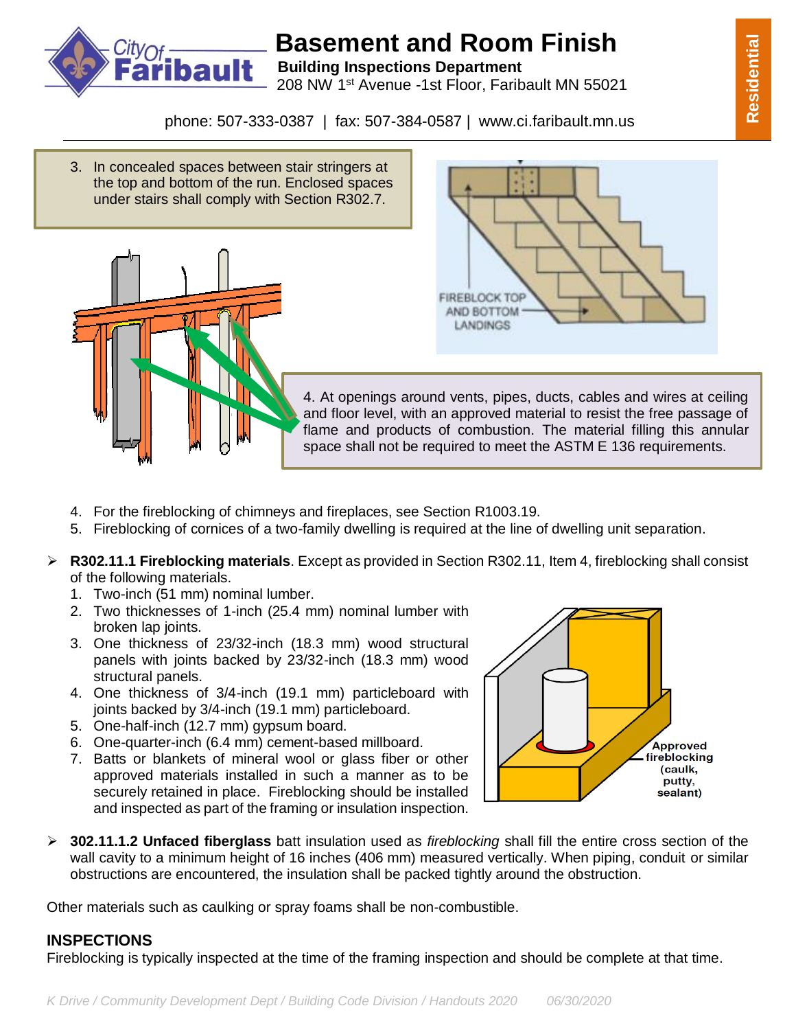3. In concealed spaces between stair stringers at the top and bottom of the run. Enclosed spaces under stairs shall comply with Section R302.7.

FIREBLOCK TOP AND BOTTOM LANDINGS

4. At openings around vents, pipes, ducts, cables and wires at ceiling and floor level, with an approved material to resist the free passage of flame and products of combustion. The material filling this annular space shall not be required to meet the ASTM E 136 requirements.

4. For the fireblocking of chimneys and fireplaces, see Section R1003.19.
5. Fireblocking of cornices of a two-family dwelling is required at the line of dwelling unit separation.

- **R302.11.1 Fireblocking materials**. Except as provided in Section R302.11, Item 4, fireblocking shall consist of the following materials.
  1. Two-inch (51 mm) nominal lumber.
  2. Two thicknesses of 1-inch (25.4 mm) nominal lumber with broken lap joints.
  3. One thickness of 23/32-inch (18.3 mm) wood structural panels with joints backed by 23/32-inch (18.3 mm) wood structural panels.
  4. One thickness of 3/4-inch (19.1 mm) particleboard with joints backed by 3/4-inch (19.1 mm) particleboard.
  5. One-half-inch (12.7 mm) gypsum board.
  6. One-quarter-inch (6.4 mm) cement-based millboard.
  7. Batts or blankets of mineral wool or glass fiber or other approved materials installed in such a manner as to be securely retained in place. Fireblocking should be installed and inspected as part of the framing or insulation inspection.

Approved fireblocking (caulk, putty, sealant)

- **302.11.1.2 Unfaced fiberglass** batt insulation used as *fireblocking* shall fill the entire cross section of the wall cavity to a minimum height of 16 inches (406 mm) measured vertically. When piping, conduit or similar obstructions are encountered, the insulation shall be packed tightly around the obstruction.

Other materials such as caulking or spray foams shall be non-combustible.

## INSPECTIONS

Fireblocking is typically inspected at the time of the framing inspection and should be complete at that time.